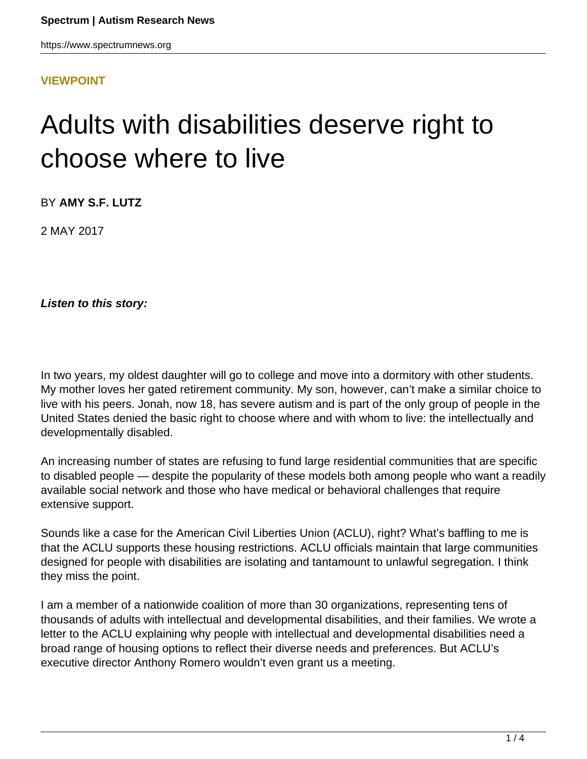**VIEWPOINT**

# Adults with disabilities deserve right to choose where to live

BY **AMY S.F. LUTZ**

2 MAY 2017

***Listen to this story:***

In two years, my oldest daughter will go to college and move into a dormitory with other students. My mother loves her gated retirement community. My son, however, can't make a similar choice to live with his peers. Jonah, now 18, has severe autism and is part of the only group of people in the United States denied the basic right to choose where and with whom to live: the intellectually and developmentally disabled.

An increasing number of states are refusing to fund large residential communities that are specific to disabled people — despite the popularity of these models both among people who want a readily available social network and those who have medical or behavioral challenges that require extensive support.

Sounds like a case for the American Civil Liberties Union (ACLU), right? What's baffling to me is that the ACLU supports these housing restrictions. ACLU officials maintain that large communities designed for people with disabilities are isolating and tantamount to unlawful segregation. I think they miss the point.

I am a member of a nationwide coalition of more than 30 organizations, representing tens of thousands of adults with intellectual and developmental disabilities, and their families. We wrote a letter to the ACLU explaining why people with intellectual and developmental disabilities need a broad range of housing options to reflect their diverse needs and preferences. But ACLU's executive director Anthony Romero wouldn't even grant us a meeting.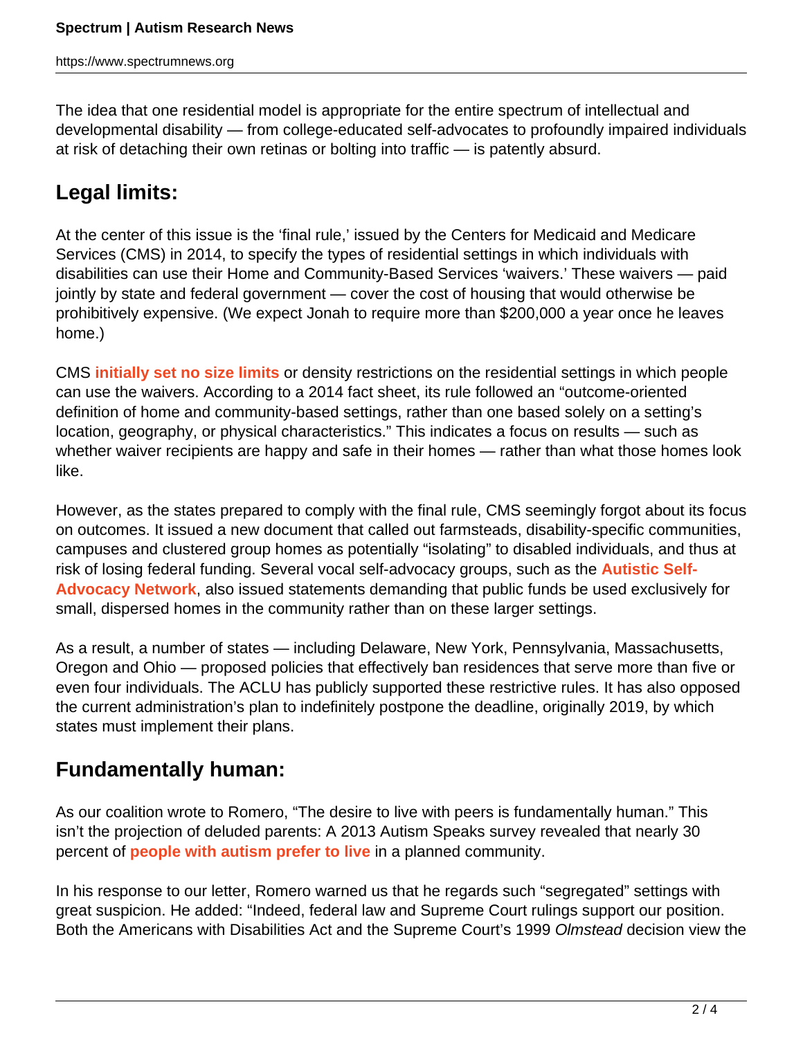The idea that one residential model is appropriate for the entire spectrum of intellectual and developmental disability — from college-educated self-advocates to profoundly impaired individuals at risk of detaching their own retinas or bolting into traffic — is patently absurd.

## Legal limits:

At the center of this issue is the 'final rule,' issued by the Centers for Medicaid and Medicare Services (CMS) in 2014, to specify the types of residential settings in which individuals with disabilities can use their Home and Community-Based Services 'waivers.' These waivers — paid jointly by state and federal government — cover the cost of housing that would otherwise be prohibitively expensive. (We expect Jonah to require more than $200,000 a year once he leaves home.)

CMS **initially set no size limits** or density restrictions on the residential settings in which people can use the waivers. According to a 2014 fact sheet, its rule followed an "outcome-oriented definition of home and community-based settings, rather than one based solely on a setting's location, geography, or physical characteristics." This indicates a focus on results — such as whether waiver recipients are happy and safe in their homes — rather than what those homes look like.

However, as the states prepared to comply with the final rule, CMS seemingly forgot about its focus on outcomes. It issued a new document that called out farmsteads, disability-specific communities, campuses and clustered group homes as potentially "isolating" to disabled individuals, and thus at risk of losing federal funding. Several vocal self-advocacy groups, such as the **Autistic Self-Advocacy Network**, also issued statements demanding that public funds be used exclusively for small, dispersed homes in the community rather than on these larger settings.

As a result, a number of states — including Delaware, New York, Pennsylvania, Massachusetts, Oregon and Ohio — proposed policies that effectively ban residences that serve more than five or even four individuals. The ACLU has publicly supported these restrictive rules. It has also opposed the current administration's plan to indefinitely postpone the deadline, originally 2019, by which states must implement their plans.

## Fundamentally human:

As our coalition wrote to Romero, "The desire to live with peers is fundamentally human." This isn't the projection of deluded parents: A 2013 Autism Speaks survey revealed that nearly 30 percent of **people with autism prefer to live** in a planned community.

In his response to our letter, Romero warned us that he regards such "segregated" settings with great suspicion. He added: "Indeed, federal law and Supreme Court rulings support our position. Both the Americans with Disabilities Act and the Supreme Court's 1999 *Olmstead* decision view the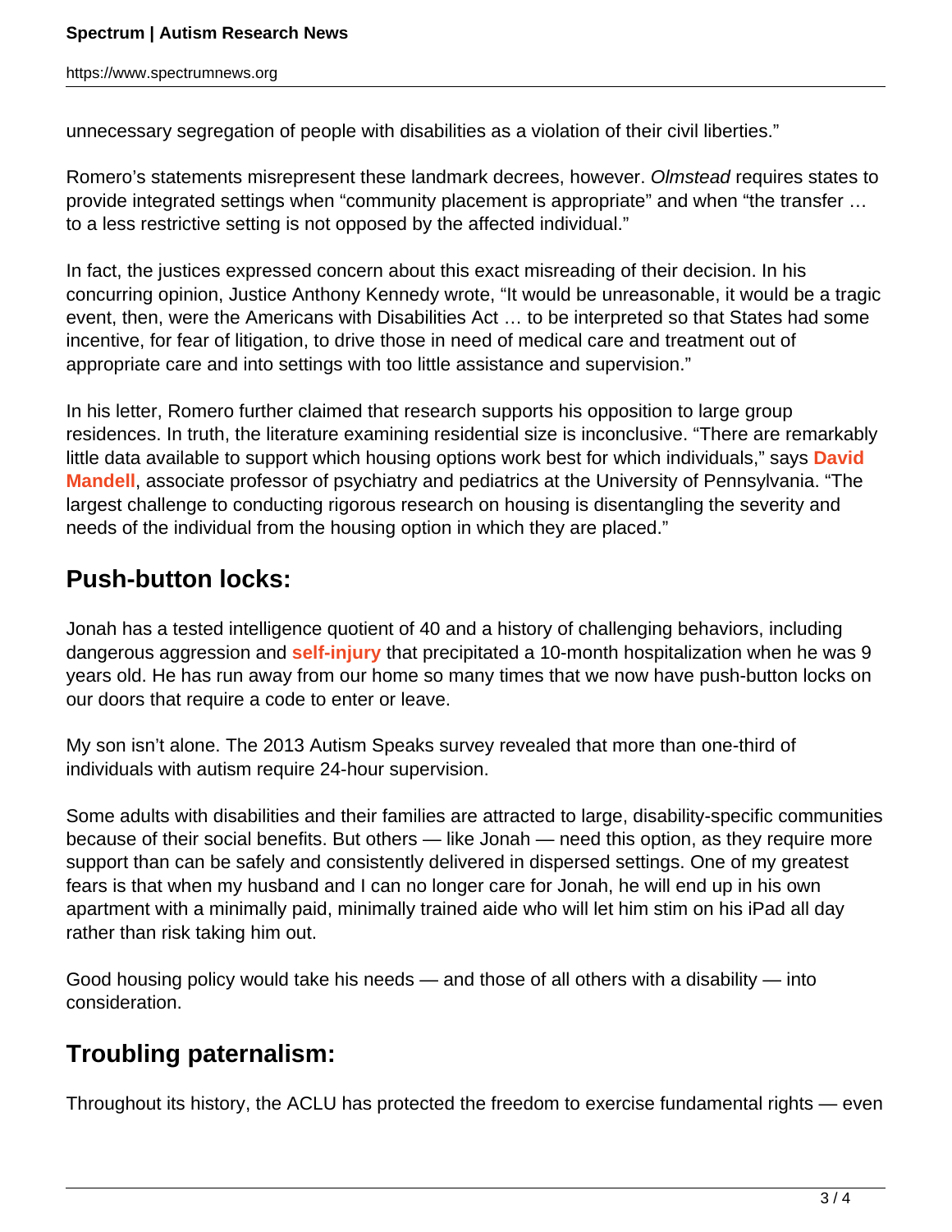unnecessary segregation of people with disabilities as a violation of their civil liberties."

Romero's statements misrepresent these landmark decrees, however. *Olmstead* requires states to provide integrated settings when "community placement is appropriate" and when "the transfer … to a less restrictive setting is not opposed by the affected individual."

In fact, the justices expressed concern about this exact misreading of their decision. In his concurring opinion, Justice Anthony Kennedy wrote, "It would be unreasonable, it would be a tragic event, then, were the Americans with Disabilities Act … to be interpreted so that States had some incentive, for fear of litigation, to drive those in need of medical care and treatment out of appropriate care and into settings with too little assistance and supervision."

In his letter, Romero further claimed that research supports his opposition to large group residences. In truth, the literature examining residential size is inconclusive. "There are remarkably little data available to support which housing options work best for which individuals," says **David Mandell**, associate professor of psychiatry and pediatrics at the University of Pennsylvania. "The largest challenge to conducting rigorous research on housing is disentangling the severity and needs of the individual from the housing option in which they are placed."

## Push-button locks:

Jonah has a tested intelligence quotient of 40 and a history of challenging behaviors, including dangerous aggression and **self-injury** that precipitated a 10-month hospitalization when he was 9 years old. He has run away from our home so many times that we now have push-button locks on our doors that require a code to enter or leave.

My son isn't alone. The 2013 Autism Speaks survey revealed that more than one-third of individuals with autism require 24-hour supervision.

Some adults with disabilities and their families are attracted to large, disability-specific communities because of their social benefits. But others — like Jonah — need this option, as they require more support than can be safely and consistently delivered in dispersed settings. One of my greatest fears is that when my husband and I can no longer care for Jonah, he will end up in his own apartment with a minimally paid, minimally trained aide who will let him stim on his iPad all day rather than risk taking him out.

Good housing policy would take his needs — and those of all others with a disability — into consideration.

## Troubling paternalism:

Throughout its history, the ACLU has protected the freedom to exercise fundamental rights — even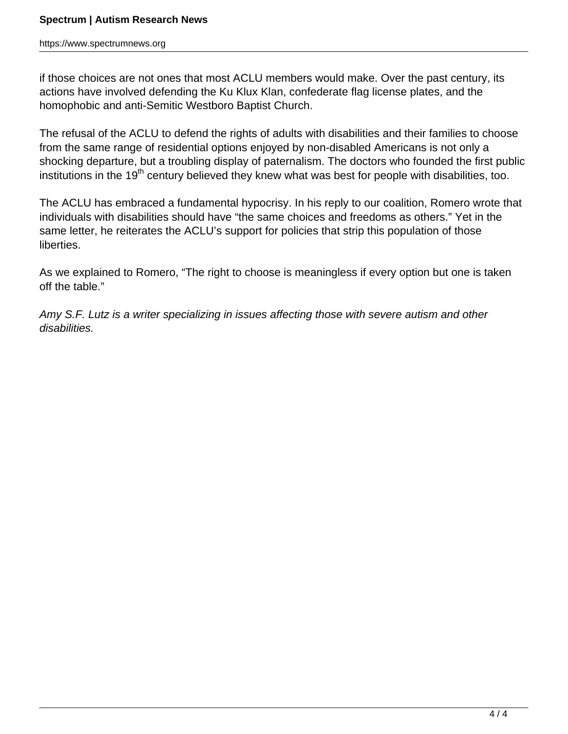if those choices are not ones that most ACLU members would make. Over the past century, its actions have involved defending the Ku Klux Klan, confederate flag license plates, and the homophobic and anti-Semitic Westboro Baptist Church.

The refusal of the ACLU to defend the rights of adults with disabilities and their families to choose from the same range of residential options enjoyed by non-disabled Americans is not only a shocking departure, but a troubling display of paternalism. The doctors who founded the first public institutions in the 19th century believed they knew what was best for people with disabilities, too.

The ACLU has embraced a fundamental hypocrisy. In his reply to our coalition, Romero wrote that individuals with disabilities should have "the same choices and freedoms as others." Yet in the same letter, he reiterates the ACLU's support for policies that strip this population of those liberties.

As we explained to Romero, "The right to choose is meaningless if every option but one is taken off the table."

*Amy S.F. Lutz is a writer specializing in issues affecting those with severe autism and other disabilities.*